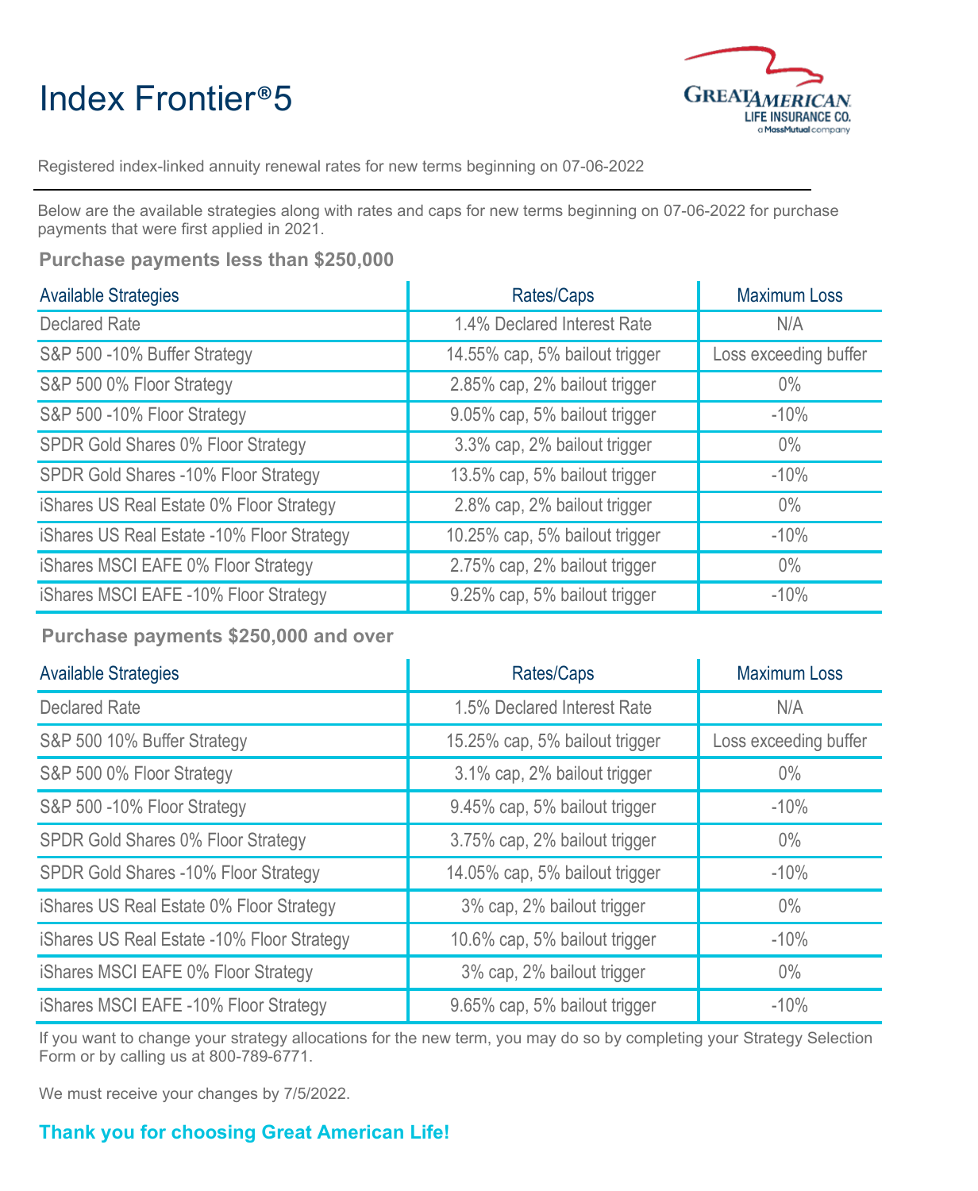# Index Frontier®5

Registered index-linked annuity renewal rates for new terms beginning on 07-06-2022

Below are the available strategies along with rates and caps for new terms beginning on 07-06-2022 for purchase payments that were first applied in 2021.

### Purchase payments less than $250,000

| Available Strategies | Rates/Caps | Maximum Loss |
|---|---|---|
| Declared Rate | 1.4% Declared Interest Rate | N/A |
| S&P 500 -10% Buffer Strategy | 14.55% cap, 5% bailout trigger | Loss exceeding buffer |
| S&P 500 0% Floor Strategy | 2.85% cap, 2% bailout trigger | 0% |
| S&P 500 -10% Floor Strategy | 9.05% cap, 5% bailout trigger | -10% |
| SPDR Gold Shares 0% Floor Strategy | 3.3% cap, 2% bailout trigger | 0% |
| SPDR Gold Shares -10% Floor Strategy | 13.5% cap, 5% bailout trigger | -10% |
| iShares US Real Estate 0% Floor Strategy | 2.8% cap, 2% bailout trigger | 0% |
| iShares US Real Estate -10% Floor Strategy | 10.25% cap, 5% bailout trigger | -10% |
| iShares MSCI EAFE 0% Floor Strategy | 2.75% cap, 2% bailout trigger | 0% |
| iShares MSCI EAFE -10% Floor Strategy | 9.25% cap, 5% bailout trigger | -10% |

### Purchase payments $250,000 and over

| Available Strategies | Rates/Caps | Maximum Loss |
|---|---|---|
| Declared Rate | 1.5% Declared Interest Rate | N/A |
| S&P 500 10% Buffer Strategy | 15.25% cap, 5% bailout trigger | Loss exceeding buffer |
| S&P 500 0% Floor Strategy | 3.1% cap, 2% bailout trigger | 0% |
| S&P 500 -10% Floor Strategy | 9.45% cap, 5% bailout trigger | -10% |
| SPDR Gold Shares 0% Floor Strategy | 3.75% cap, 2% bailout trigger | 0% |
| SPDR Gold Shares -10% Floor Strategy | 14.05% cap, 5% bailout trigger | -10% |
| iShares US Real Estate 0% Floor Strategy | 3% cap, 2% bailout trigger | 0% |
| iShares US Real Estate -10% Floor Strategy | 10.6% cap, 5% bailout trigger | -10% |
| iShares MSCI EAFE 0% Floor Strategy | 3% cap, 2% bailout trigger | 0% |
| iShares MSCI EAFE -10% Floor Strategy | 9.65% cap, 5% bailout trigger | -10% |

If you want to change your strategy allocations for the new term, you may do so by completing your Strategy Selection Form or by calling us at 800-789-6771.

We must receive your changes by 7/5/2022.

**Thank you for choosing Great American Life!**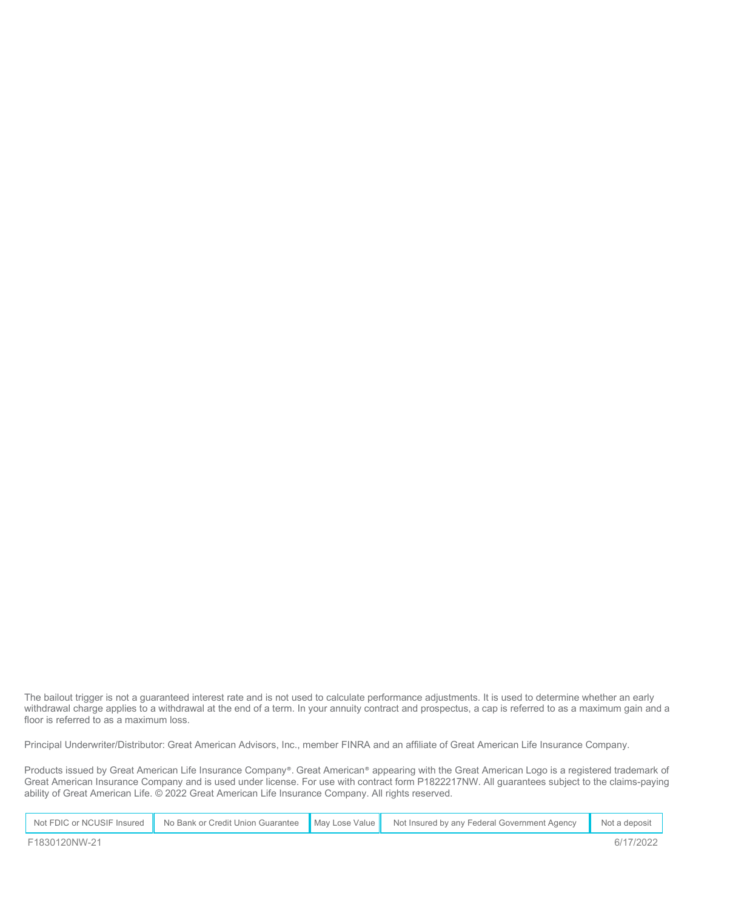The bailout trigger is not a guaranteed interest rate and is not used to calculate performance adjustments. It is used to determine whether an early withdrawal charge applies to a withdrawal at the end of a term. In your annuity contract and prospectus, a cap is referred to as a maximum gain and a floor is referred to as a maximum loss.

Principal Underwriter/Distributor: Great American Advisors, Inc., member FINRA and an affiliate of Great American Life Insurance Company.

Products issued by Great American Life Insurance Company®. Great American® appearing with the Great American Logo is a registered trademark of Great American Insurance Company and is used under license. For use with contract form P1822217NW. All guarantees subject to the claims-paying ability of Great American Life. © 2022 Great American Life Insurance Company. All rights reserved.

| Not FDIC or NCUSIF Insured | No Bank or Credit Union Guarantee | May Lose Value | Not Insured by any Federal Government Agency | Not a deposit |
|---|---|---|---|---|

F1830120NW-21 6/17/2022